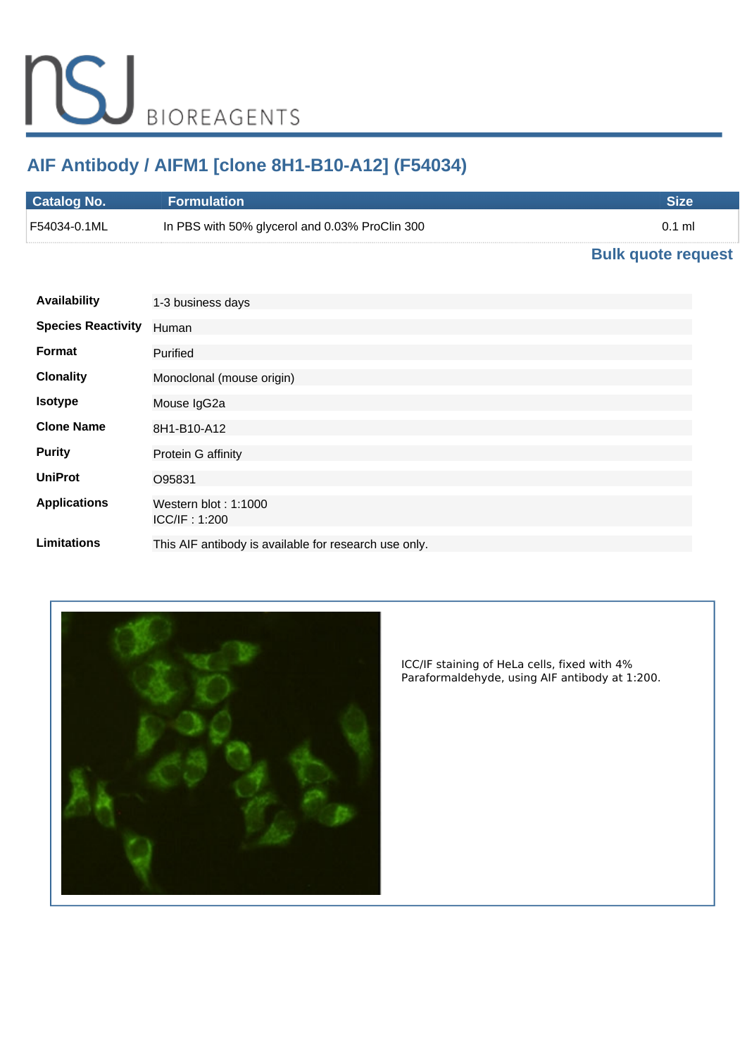# AIF Antibody / AIFM1 [clone 8H1-B10-A12] (F54034)

| Catalog No. | Formulation | Size |
| --- | --- | --- |
| F54034-0.1ML | In PBS with 50% glycerol and 0.03% ProClin 300 | 0.1 ml |

**Bulk quote request**

| | |
| --- | --- |
| **Availability** | 1-3 business days |
| **Species Reactivity** | Human |
| **Format** | Purified |
| **Clonality** | Monoclonal (mouse origin) |
| **Isotype** | Mouse IgG2a |
| **Clone Name** | 8H1-B10-A12 |
| **Purity** | Protein G affinity |
| **UniProt** | O95831 |
| **Applications** | Western blot : 1:1000<br>ICC/IF : 1:200 |
| **Limitations** | This AIF antibody is available for research use only. |

ICC/IF staining of HeLa cells, fixed with 4% Paraformaldehyde, using AIF antibody at 1:200.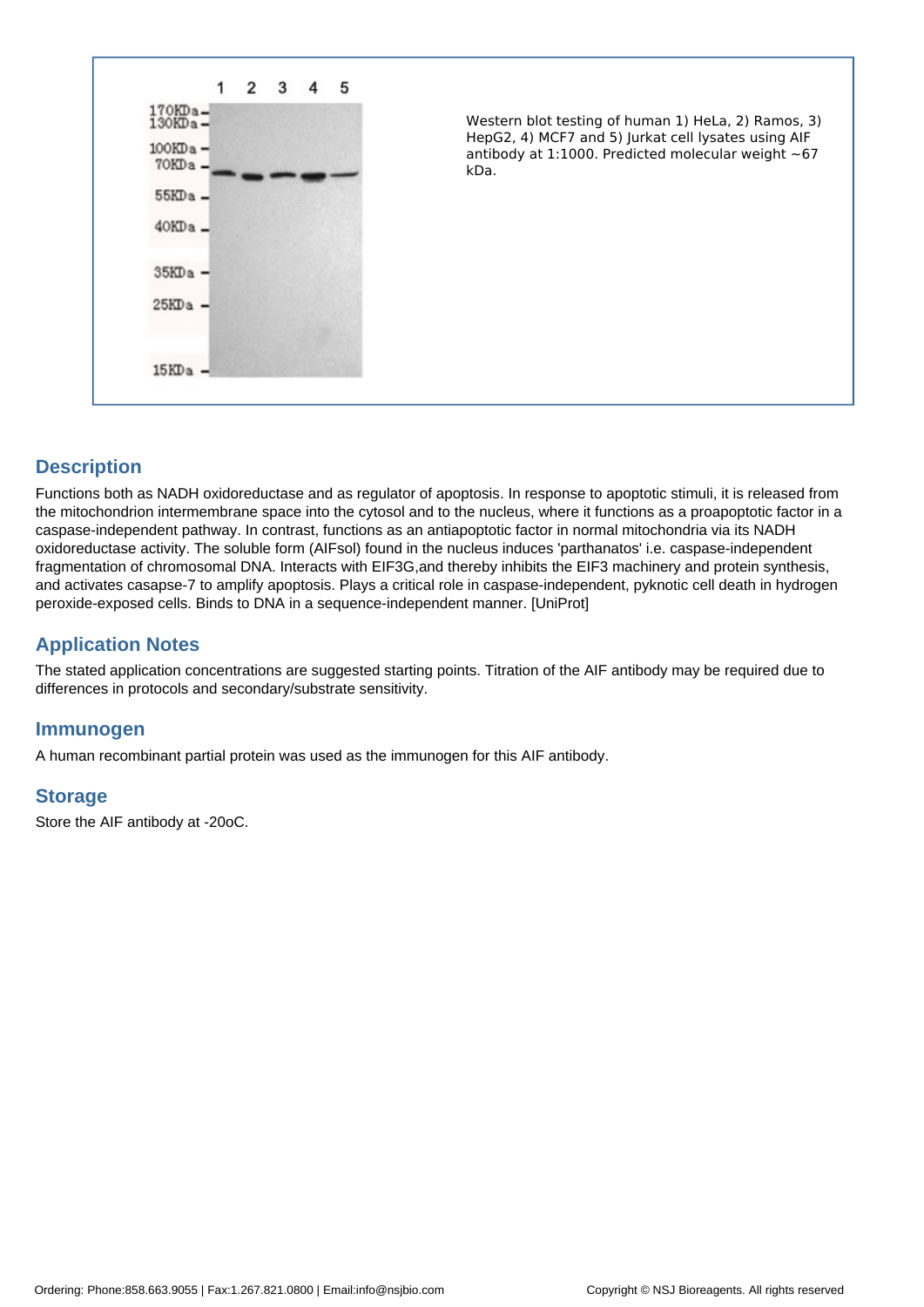1 2 3 4 5

170KDa
130KDa
100KDa
70KDa
55KDa
40KDa
35KDa
25KDa
15KDa

Western blot testing of human 1) HeLa, 2) Ramos, 3) HepG2, 4) MCF7 and 5) Jurkat cell lysates using AIF antibody at 1:1000. Predicted molecular weight ~67 kDa.

## Description

Functions both as NADH oxidoreductase and as regulator of apoptosis. In response to apoptotic stimuli, it is released from the mitochondrion intermembrane space into the cytosol and to the nucleus, where it functions as a proapoptotic factor in a caspase-independent pathway. In contrast, functions as an antiapoptotic factor in normal mitochondria via its NADH oxidoreductase activity. The soluble form (AIFsol) found in the nucleus induces 'parthanatos' i.e. caspase-independent fragmentation of chromosomal DNA. Interacts with EIF3G,and thereby inhibits the EIF3 machinery and protein synthesis, and activates casapse-7 to amplify apoptosis. Plays a critical role in caspase-independent, pyknotic cell death in hydrogen peroxide-exposed cells. Binds to DNA in a sequence-independent manner. [UniProt]

## Application Notes

The stated application concentrations are suggested starting points. Titration of the AIF antibody may be required due to differences in protocols and secondary/substrate sensitivity.

## Immunogen

A human recombinant partial protein was used as the immunogen for this AIF antibody.

## Storage

Store the AIF antibody at -20oC.

Ordering: Phone:858.663.9055 | Fax:1.267.821.0800 | Email:info@nsjbio.com

Copyright © NSJ Bioreagents. All rights reserved